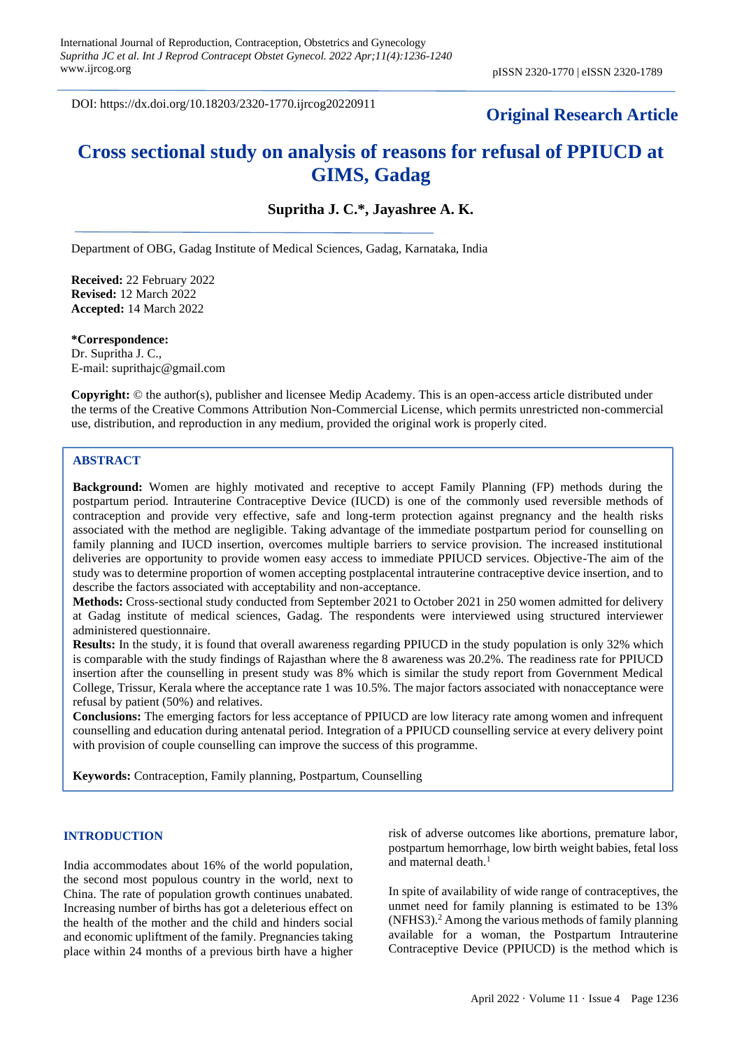DOI: https://dx.doi.org/10.18203/2320-1770.ijrcog20220911

**Original Research Article**

# Cross sectional study on analysis of reasons for refusal of PPIUCD at GIMS, Gadag

**Supritha J. C.\*, Jayashree A. K.**

Department of OBG, Gadag Institute of Medical Sciences, Gadag, Karnataka, India

**Received:** 22 February 2022
**Revised:** 12 March 2022
**Accepted:** 14 March 2022

**\*Correspondence:**
Dr. Supritha J. C.,
E-mail: suprithajc@gmail.com

**Copyright:** © the author(s), publisher and licensee Medip Academy. This is an open-access article distributed under the terms of the Creative Commons Attribution Non-Commercial License, which permits unrestricted non-commercial use, distribution, and reproduction in any medium, provided the original work is properly cited.

## ABSTRACT

**Background:** Women are highly motivated and receptive to accept Family Planning (FP) methods during the postpartum period. Intrauterine Contraceptive Device (IUCD) is one of the commonly used reversible methods of contraception and provide very effective, safe and long-term protection against pregnancy and the health risks associated with the method are negligible. Taking advantage of the immediate postpartum period for counselling on family planning and IUCD insertion, overcomes multiple barriers to service provision. The increased institutional deliveries are opportunity to provide women easy access to immediate PPIUCD services. Objective-The aim of the study was to determine proportion of women accepting postplacental intrauterine contraceptive device insertion, and to describe the factors associated with acceptability and non-acceptance.

**Methods:** Cross-sectional study conducted from September 2021 to October 2021 in 250 women admitted for delivery at Gadag institute of medical sciences, Gadag. The respondents were interviewed using structured interviewer administered questionnaire.

**Results:** In the study, it is found that overall awareness regarding PPIUCD in the study population is only 32% which is comparable with the study findings of Rajasthan where the 8 awareness was 20.2%. The readiness rate for PPIUCD insertion after the counselling in present study was 8% which is similar the study report from Government Medical College, Trissur, Kerala where the acceptance rate 1 was 10.5%. The major factors associated with nonacceptance were refusal by patient (50%) and relatives.

**Conclusions:** The emerging factors for less acceptance of PPIUCD are low literacy rate among women and infrequent counselling and education during antenatal period. Integration of a PPIUCD counselling service at every delivery point with provision of couple counselling can improve the success of this programme.

**Keywords:** Contraception, Family planning, Postpartum, Counselling

## INTRODUCTION

India accommodates about 16% of the world population, the second most populous country in the world, next to China. The rate of population growth continues unabated. Increasing number of births has got a deleterious effect on the health of the mother and the child and hinders social and economic upliftment of the family. Pregnancies taking place within 24 months of a previous birth have a higher risk of adverse outcomes like abortions, premature labor, postpartum hemorrhage, low birth weight babies, fetal loss and maternal death.[1]

In spite of availability of wide range of contraceptives, the unmet need for family planning is estimated to be 13% (NFHS3).[2] Among the various methods of family planning available for a woman, the Postpartum Intrauterine Contraceptive Device (PPIUCD) is the method which is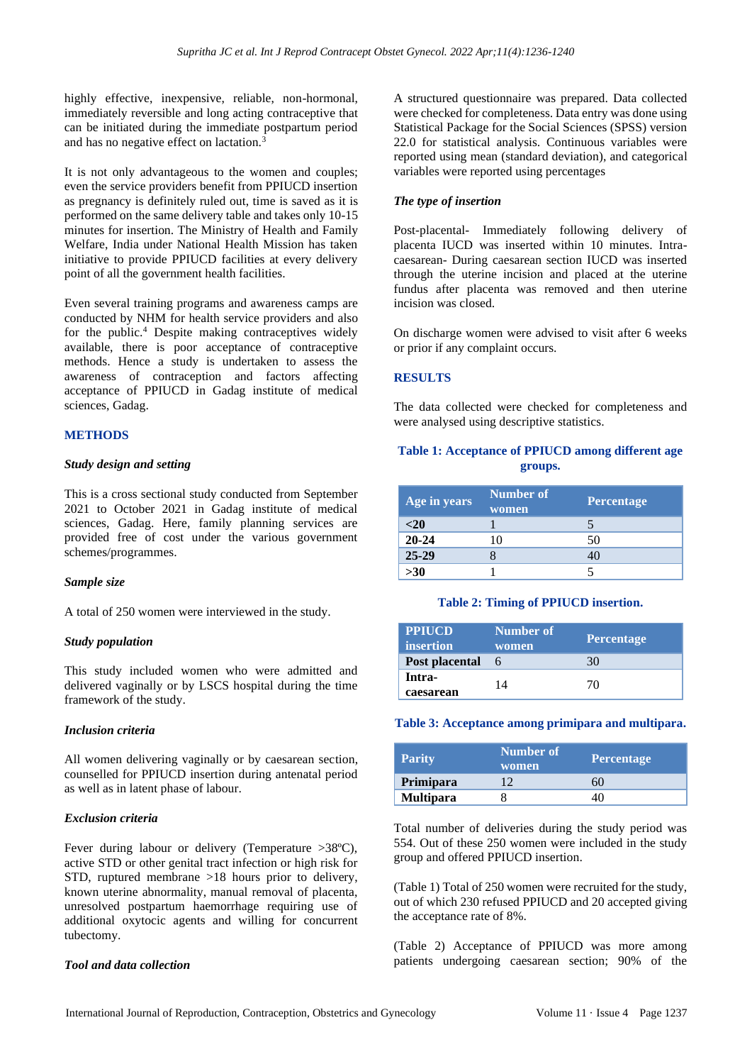highly effective, inexpensive, reliable, non-hormonal, immediately reversible and long acting contraceptive that can be initiated during the immediate postpartum period and has no negative effect on lactation.[3]

It is not only advantageous to the women and couples; even the service providers benefit from PPIUCD insertion as pregnancy is definitely ruled out, time is saved as it is performed on the same delivery table and takes only 10-15 minutes for insertion. The Ministry of Health and Family Welfare, India under National Health Mission has taken initiative to provide PPIUCD facilities at every delivery point of all the government health facilities.

Even several training programs and awareness camps are conducted by NHM for health service providers and also for the public.[4] Despite making contraceptives widely available, there is poor acceptance of contraceptive methods. Hence a study is undertaken to assess the awareness of contraception and factors affecting acceptance of PPIUCD in Gadag institute of medical sciences, Gadag.

## METHODS

### *Study design and setting*

This is a cross sectional study conducted from September 2021 to October 2021 in Gadag institute of medical sciences, Gadag. Here, family planning services are provided free of cost under the various government schemes/programmes.

### *Sample size*

A total of 250 women were interviewed in the study.

### *Study population*

This study included women who were admitted and delivered vaginally or by LSCS hospital during the time framework of the study.

### *Inclusion criteria*

All women delivering vaginally or by caesarean section, counselled for PPIUCD insertion during antenatal period as well as in latent phase of labour.

### *Exclusion criteria*

Fever during labour or delivery (Temperature >38ºC), active STD or other genital tract infection or high risk for STD, ruptured membrane >18 hours prior to delivery, known uterine abnormality, manual removal of placenta, unresolved postpartum haemorrhage requiring use of additional oxytocic agents and willing for concurrent tubectomy.

### *Tool and data collection*

A structured questionnaire was prepared. Data collected were checked for completeness. Data entry was done using Statistical Package for the Social Sciences (SPSS) version 22.0 for statistical analysis. Continuous variables were reported using mean (standard deviation), and categorical variables were reported using percentages

### *The type of insertion*

Post-placental- Immediately following delivery of placenta IUCD was inserted within 10 minutes. Intra-caesarean- During caesarean section IUCD was inserted through the uterine incision and placed at the uterine fundus after placenta was removed and then uterine incision was closed.

On discharge women were advised to visit after 6 weeks or prior if any complaint occurs.

## RESULTS

The data collected were checked for completeness and were analysed using descriptive statistics.

**Table 1: Acceptance of PPIUCD among different age groups.**

| Age in years | Number of women | Percentage |
|---|---|---|
| **<20** | 1 | 5 |
| **20-24** | 10 | 50 |
| **25-29** | 8 | 40 |
| **>30** | 1 | 5 |

**Table 2: Timing of PPIUCD insertion.**

| PPIUCD insertion | Number of women | Percentage |
|---|---|---|
| **Post placental** | 6 | 30 |
| **Intra-caesarean** | 14 | 70 |

**Table 3: Acceptance among primipara and multipara.**

| Parity | Number of women | Percentage |
|---|---|---|
| **Primipara** | 12 | 60 |
| **Multipara** | 8 | 40 |

Total number of deliveries during the study period was 554. Out of these 250 women were included in the study group and offered PPIUCD insertion.

(Table 1) Total of 250 women were recruited for the study, out of which 230 refused PPIUCD and 20 accepted giving the acceptance rate of 8%.

(Table 2) Acceptance of PPIUCD was more among patients undergoing caesarean section; 90% of the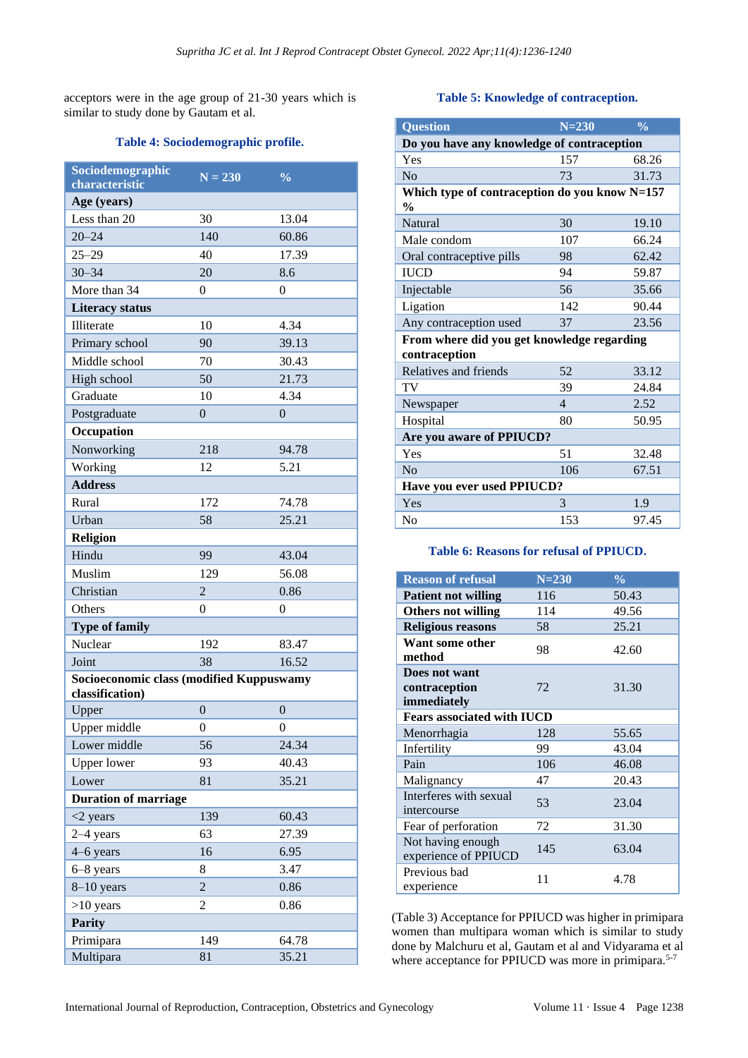acceptors were in the age group of 21-30 years which is similar to study done by Gautam et al.

**Table 4: Sociodemographic profile.**

| Sociodemographic characteristic | N = 230 | % |
|---|---|---|
| **Age (years)** | | |
| Less than 20 | 30 | 13.04 |
| 20–24 | 140 | 60.86 |
| 25–29 | 40 | 17.39 |
| 30–34 | 20 | 8.6 |
| More than 34 | 0 | 0 |
| **Literacy status** | | |
| Illiterate | 10 | 4.34 |
| Primary school | 90 | 39.13 |
| Middle school | 70 | 30.43 |
| High school | 50 | 21.73 |
| Graduate | 10 | 4.34 |
| Postgraduate | 0 | 0 |
| **Occupation** | | |
| Nonworking | 218 | 94.78 |
| Working | 12 | 5.21 |
| **Address** | | |
| Rural | 172 | 74.78 |
| Urban | 58 | 25.21 |
| **Religion** | | |
| Hindu | 99 | 43.04 |
| Muslim | 129 | 56.08 |
| Christian | 2 | 0.86 |
| Others | 0 | 0 |
| **Type of family** | | |
| Nuclear | 192 | 83.47 |
| Joint | 38 | 16.52 |
| **Socioeconomic class (modified Kuppuswamy classification)** | | |
| Upper | 0 | 0 |
| Upper middle | 0 | 0 |
| Lower middle | 56 | 24.34 |
| Upper lower | 93 | 40.43 |
| Lower | 81 | 35.21 |
| **Duration of marriage** | | |
| <2 years | 139 | 60.43 |
| 2–4 years | 63 | 27.39 |
| 4–6 years | 16 | 6.95 |
| 6–8 years | 8 | 3.47 |
| 8–10 years | 2 | 0.86 |
| >10 years | 2 | 0.86 |
| **Parity** | | |
| Primipara | 149 | 64.78 |
| Multipara | 81 | 35.21 |

**Table 5: Knowledge of contraception.**

| Question | N=230 | % |
|---|---|---|
| **Do you have any knowledge of contraception** | | |
| Yes | 157 | 68.26 |
| No | 73 | 31.73 |
| **Which type of contraception do you know N=157 %** | | |
| Natural | 30 | 19.10 |
| Male condom | 107 | 66.24 |
| Oral contraceptive pills | 98 | 62.42 |
| IUCD | 94 | 59.87 |
| Injectable | 56 | 35.66 |
| Ligation | 142 | 90.44 |
| Any contraception used | 37 | 23.56 |
| **From where did you get knowledge regarding contraception** | | |
| Relatives and friends | 52 | 33.12 |
| TV | 39 | 24.84 |
| Newspaper | 4 | 2.52 |
| Hospital | 80 | 50.95 |
| **Are you aware of PPIUCD?** | | |
| Yes | 51 | 32.48 |
| No | 106 | 67.51 |
| **Have you ever used PPIUCD?** | | |
| Yes | 3 | 1.9 |
| No | 153 | 97.45 |

**Table 6: Reasons for refusal of PPIUCD.**

| Reason of refusal | N=230 | % |
|---|---|---|
| **Patient not willing** | 116 | 50.43 |
| **Others not willing** | 114 | 49.56 |
| **Religious reasons** | 58 | 25.21 |
| **Want some other method** | 98 | 42.60 |
| **Does not want contraception immediately** | 72 | 31.30 |
| **Fears associated with IUCD** | | |
| Menorrhagia | 128 | 55.65 |
| Infertility | 99 | 43.04 |
| Pain | 106 | 46.08 |
| Malignancy | 47 | 20.43 |
| Interferes with sexual intercourse | 53 | 23.04 |
| Fear of perforation | 72 | 31.30 |
| Not having enough experience of PPIUCD | 145 | 63.04 |
| Previous bad experience | 11 | 4.78 |

(Table 3) Acceptance for PPIUCD was higher in primipara women than multipara woman which is similar to study done by Malchuru et al, Gautam et al and Vidyarama et al where acceptance for PPIUCD was more in primipara.[5-7]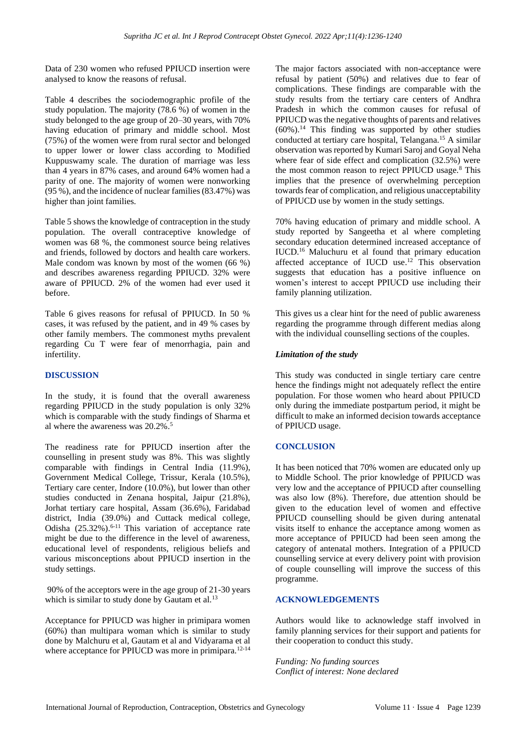Data of 230 women who refused PPIUCD insertion were analysed to know the reasons of refusal.

Table 4 describes the sociodemographic profile of the study population. The majority (78.6 %) of women in the study belonged to the age group of 20–30 years, with 70% having education of primary and middle school. Most (75%) of the women were from rural sector and belonged to upper lower or lower class according to Modified Kuppuswamy scale. The duration of marriage was less than 4 years in 87% cases, and around 64% women had a parity of one. The majority of women were nonworking (95 %), and the incidence of nuclear families (83.47%) was higher than joint families.

Table 5 shows the knowledge of contraception in the study population. The overall contraceptive knowledge of women was 68 %, the commonest source being relatives and friends, followed by doctors and health care workers. Male condom was known by most of the women (66 %) and describes awareness regarding PPIUCD. 32% were aware of PPIUCD. 2% of the women had ever used it before.

Table 6 gives reasons for refusal of PPIUCD. In 50 % cases, it was refused by the patient, and in 49 % cases by other family members. The commonest myths prevalent regarding Cu T were fear of menorrhagia, pain and infertility.

## DISCUSSION

In the study, it is found that the overall awareness regarding PPIUCD in the study population is only 32% which is comparable with the study findings of Sharma et al where the awareness was 20.2%.[5]

The readiness rate for PPIUCD insertion after the counselling in present study was 8%. This was slightly comparable with findings in Central India (11.9%), Government Medical College, Trissur, Kerala (10.5%), Tertiary care center, Indore (10.0%), but lower than other studies conducted in Zenana hospital, Jaipur (21.8%), Jorhat tertiary care hospital, Assam (36.6%), Faridabad district, India (39.0%) and Cuttack medical college, Odisha (25.32%).[6-11] This variation of acceptance rate might be due to the difference in the level of awareness, educational level of respondents, religious beliefs and various misconceptions about PPIUCD insertion in the study settings.

90% of the acceptors were in the age group of 21-30 years which is similar to study done by Gautam et al.[13]

Acceptance for PPIUCD was higher in primipara women (60%) than multipara woman which is similar to study done by Malchuru et al, Gautam et al and Vidyarama et al where acceptance for PPIUCD was more in primipara.[12-14]

The major factors associated with non-acceptance were refusal by patient (50%) and relatives due to fear of complications. These findings are comparable with the study results from the tertiary care centers of Andhra Pradesh in which the common causes for refusal of PPIUCD was the negative thoughts of parents and relatives (60%).[14] This finding was supported by other studies conducted at tertiary care hospital, Telangana.[15] A similar observation was reported by Kumari Saroj and Goyal Neha where fear of side effect and complication (32.5%) were the most common reason to reject PPIUCD usage.[8] This implies that the presence of overwhelming perception towards fear of complication, and religious unacceptability of PPIUCD use by women in the study settings.

70% having education of primary and middle school. A study reported by Sangeetha et al where completing secondary education determined increased acceptance of IUCD.[16] Maluchuru et al found that primary education affected acceptance of IUCD use.[12] This observation suggests that education has a positive influence on women's interest to accept PPIUCD use including their family planning utilization.

This gives us a clear hint for the need of public awareness regarding the programme through different medias along with the individual counselling sections of the couples.

### *Limitation of the study*

This study was conducted in single tertiary care centre hence the findings might not adequately reflect the entire population. For those women who heard about PPIUCD only during the immediate postpartum period, it might be difficult to make an informed decision towards acceptance of PPIUCD usage.

## CONCLUSION

It has been noticed that 70% women are educated only up to Middle School. The prior knowledge of PPIUCD was very low and the acceptance of PPIUCD after counselling was also low (8%). Therefore, due attention should be given to the education level of women and effective PPIUCD counselling should be given during antenatal visits itself to enhance the acceptance among women as more acceptance of PPIUCD had been seen among the category of antenatal mothers. Integration of a PPIUCD counselling service at every delivery point with provision of couple counselling will improve the success of this programme.

## ACKNOWLEDGEMENTS

Authors would like to acknowledge staff involved in family planning services for their support and patients for their cooperation to conduct this study.

*Funding: No funding sources*
*Conflict of interest: None declared*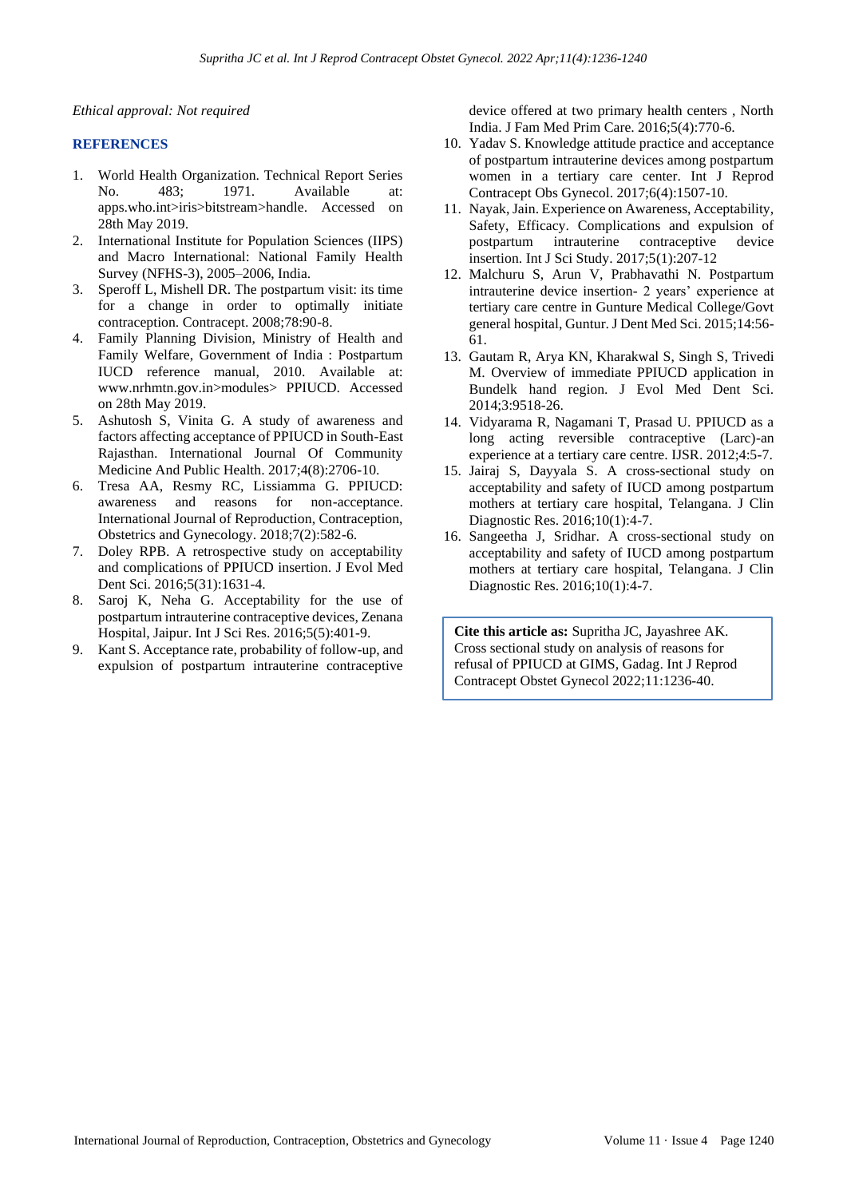*Ethical approval: Not required*

## REFERENCES

1. World Health Organization. Technical Report Series No. 483; 1971. Available at: apps.who.int>iris>bitstream>handle. Accessed on 28th May 2019.
2. International Institute for Population Sciences (IIPS) and Macro International: National Family Health Survey (NFHS-3), 2005–2006, India.
3. Speroff L, Mishell DR. The postpartum visit: its time for a change in order to optimally initiate contraception. Contracept. 2008;78:90-8.
4. Family Planning Division, Ministry of Health and Family Welfare, Government of India : Postpartum IUCD reference manual, 2010. Available at: www.nrhmtn.gov.in>modules> PPIUCD. Accessed on 28th May 2019.
5. Ashutosh S, Vinita G. A study of awareness and factors affecting acceptance of PPIUCD in South-East Rajasthan. International Journal Of Community Medicine And Public Health. 2017;4(8):2706-10.
6. Tresa AA, Resmy RC, Lissiamma G. PPIUCD: awareness and reasons for non-acceptance. International Journal of Reproduction, Contraception, Obstetrics and Gynecology. 2018;7(2):582-6.
7. Doley RPB. A retrospective study on acceptability and complications of PPIUCD insertion. J Evol Med Dent Sci. 2016;5(31):1631-4.
8. Saroj K, Neha G. Acceptability for the use of postpartum intrauterine contraceptive devices, Zenana Hospital, Jaipur. Int J Sci Res. 2016;5(5):401-9.
9. Kant S. Acceptance rate, probability of follow-up, and expulsion of postpartum intrauterine contraceptive device offered at two primary health centers , North India. J Fam Med Prim Care. 2016;5(4):770-6.
10. Yadav S. Knowledge attitude practice and acceptance of postpartum intrauterine devices among postpartum women in a tertiary care center. Int J Reprod Contracept Obs Gynecol. 2017;6(4):1507-10.
11. Nayak, Jain. Experience on Awareness, Acceptability, Safety, Efficacy. Complications and expulsion of postpartum intrauterine contraceptive device insertion. Int J Sci Study. 2017;5(1):207-12
12. Malchuru S, Arun V, Prabhavathi N. Postpartum intrauterine device insertion- 2 years' experience at tertiary care centre in Gunture Medical College/Govt general hospital, Guntur. J Dent Med Sci. 2015;14:56-61.
13. Gautam R, Arya KN, Kharakwal S, Singh S, Trivedi M. Overview of immediate PPIUCD application in Bundelk hand region. J Evol Med Dent Sci. 2014;3:9518-26.
14. Vidyarama R, Nagamani T, Prasad U. PPIUCD as a long acting reversible contraceptive (Larc)-an experience at a tertiary care centre. IJSR. 2012;4:5-7.
15. Jairaj S, Dayyala S. A cross-sectional study on acceptability and safety of IUCD among postpartum mothers at tertiary care hospital, Telangana. J Clin Diagnostic Res. 2016;10(1):4-7.
16. Sangeetha J, Sridhar. A cross-sectional study on acceptability and safety of IUCD among postpartum mothers at tertiary care hospital, Telangana. J Clin Diagnostic Res. 2016;10(1):4-7.

**Cite this article as:** Supritha JC, Jayashree AK. Cross sectional study on analysis of reasons for refusal of PPIUCD at GIMS, Gadag. Int J Reprod Contracept Obstet Gynecol 2022;11:1236-40.